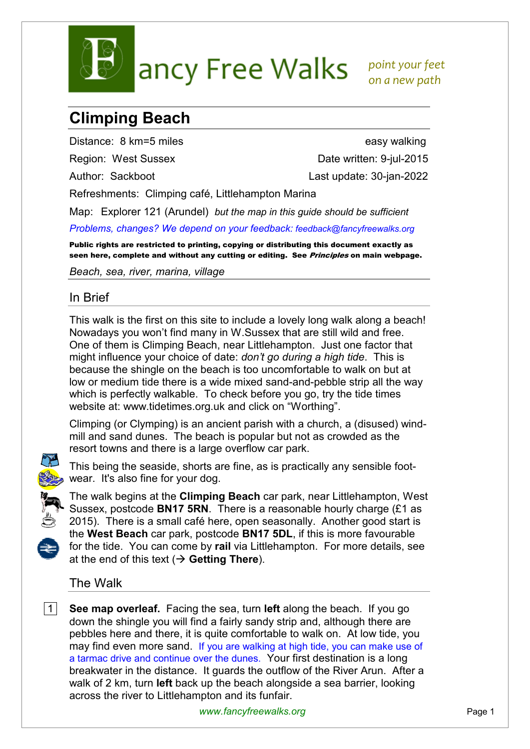# Fancy Free Walks

*point your feet on a new path*

## Climping Beach

Distance: 8 km=5 miles — easy walking

Region: West Sussex — Date written: 9-jul-2015

Author: Sackboot — Last update: 30-jan-2022

Refreshments: Climping café, Littlehampton Marina

Map: Explorer 121 (Arundel) *but the map in this guide should be sufficient*

*Problems, changes? We depend on your feedback: feedback@fancyfreewalks.org*

**Public rights are restricted to printing, copying or distributing this document exactly as seen here, complete and without any cutting or editing. See *Principles* on main webpage.**

*Beach, sea, river, marina, village*

### In Brief

This walk is the first on this site to include a lovely long walk along a beach! Nowadays you won't find many in W.Sussex that are still wild and free. One of them is Climping Beach, near Littlehampton. Just one factor that might influence your choice of date: *don't go during a high tide*. This is because the shingle on the beach is too uncomfortable to walk on but at low or medium tide there is a wide mixed sand-and-pebble strip all the way which is perfectly walkable. To check before you go, try the tide times website at: www.tidetimes.org.uk and click on "Worthing".

Climping (or Clymping) is an ancient parish with a church, a (disused) wind-mill and sand dunes. The beach is popular but not as crowded as the resort towns and there is a large overflow car park.

This being the seaside, shorts are fine, as is practically any sensible foot-wear. It's also fine for your dog.

The walk begins at the **Climping Beach** car park, near Littlehampton, West Sussex, postcode **BN17 5RN**. There is a reasonable hourly charge (£1 as 2015). There is a small café here, open seasonally. Another good start is the **West Beach** car park, postcode **BN17 5DL**, if this is more favourable for the tide. You can come by **rail** via Littlehampton. For more details, see at the end of this text (→ **Getting There**).

### The Walk

1. **See map overleaf.** Facing the sea, turn **left** along the beach. If you go down the shingle you will find a fairly sandy strip and, although there are pebbles here and there, it is quite comfortable to walk on. At low tide, you may find even more sand. If you are walking at high tide, you can make use of a tarmac drive and continue over the dunes. Your first destination is a long breakwater in the distance. It guards the outflow of the River Arun. After a walk of 2 km, turn **left** back up the beach alongside a sea barrier, looking across the river to Littlehampton and its funfair.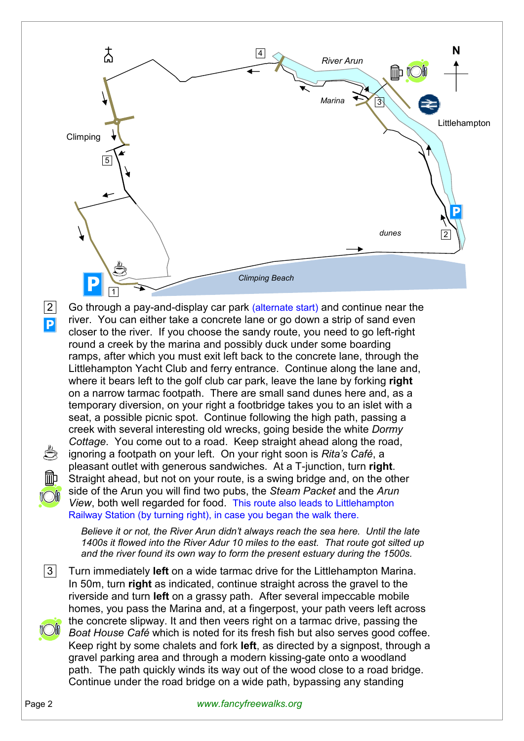2 Go through a pay-and-display car park (alternate start) and continue near the river. You can either take a concrete lane or go down a strip of sand even closer to the river. If you choose the sandy route, you need to go left-right round a creek by the marina and possibly duck under some boarding ramps, after which you must exit left back to the concrete lane, through the Littlehampton Yacht Club and ferry entrance. Continue along the lane and, where it bears left to the golf club car park, leave the lane by forking **right** on a narrow tarmac footpath. There are small sand dunes here and, as a temporary diversion, on your right a footbridge takes you to an islet with a seat, a possible picnic spot. Continue following the high path, passing a creek with several interesting old wrecks, going beside the white *Dormy Cottage*. You come out to a road. Keep straight ahead along the road, ignoring a footpath on your left. On your right soon is *Rita's Café*, a pleasant outlet with generous sandwiches. At a T-junction, turn **right**. Straight ahead, but not on your route, is a swing bridge and, on the other side of the Arun you will find two pubs, the *Steam Packet* and the *Arun View*, both well regarded for food. This route also leads to Littlehampton Railway Station (by turning right), in case you began the walk there.

*Believe it or not, the River Arun didn't always reach the sea here. Until the late 1400s it flowed into the River Adur 10 miles to the east. That route got silted up and the river found its own way to form the present estuary during the 1500s.*

3 Turn immediately **left** on a wide tarmac drive for the Littlehampton Marina. In 50m, turn **right** as indicated, continue straight across the gravel to the riverside and turn **left** on a grassy path. After several impeccable mobile homes, you pass the Marina and, at a fingerpost, your path veers left across the concrete slipway. It and then veers right on a tarmac drive, passing the *Boat House Café* which is noted for its fresh fish but also serves good coffee. Keep right by some chalets and fork **left**, as directed by a signpost, through a gravel parking area and through a modern kissing-gate onto a woodland path. The path quickly winds its way out of the wood close to a road bridge. Continue under the road bridge on a wide path, bypassing any standing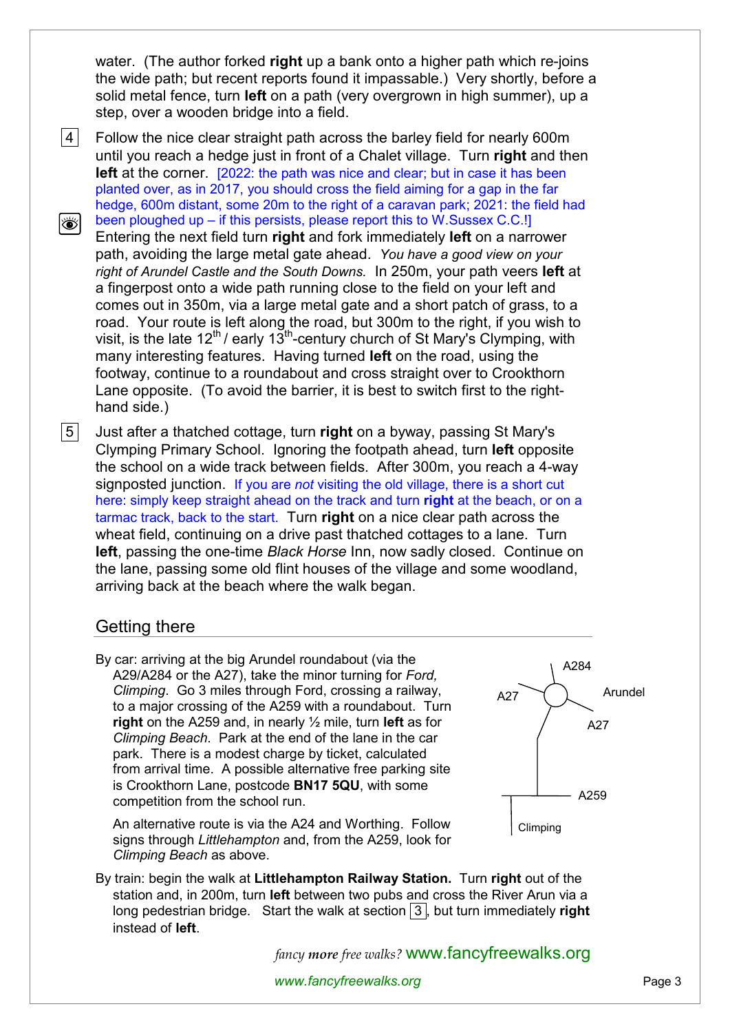water. (The author forked **right** up a bank onto a higher path which re-joins the wide path; but recent reports found it impassable.) Very shortly, before a solid metal fence, turn **left** on a path (very overgrown in high summer), up a step, over a wooden bridge into a field.

4 Follow the nice clear straight path across the barley field for nearly 600m until you reach a hedge just in front of a Chalet village. Turn **right** and then **left** at the corner. [2022: the path was nice and clear; but in case it has been planted over, as in 2017, you should cross the field aiming for a gap in the far hedge, 600m distant, some 20m to the right of a caravan park; 2021: the field had been ploughed up – if this persists, please report this to W.Sussex C.C.!] Entering the next field turn **right** and fork immediately **left** on a narrower path, avoiding the large metal gate ahead. *You have a good view on your right of Arundel Castle and the South Downs.* In 250m, your path veers **left** at a fingerpost onto a wide path running close to the field on your left and comes out in 350m, via a large metal gate and a short patch of grass, to a road. Your route is left along the road, but 300m to the right, if you wish to visit, is the late 12th / early 13th-century church of St Mary's Clymping, with many interesting features. Having turned **left** on the road, using the footway, continue to a roundabout and cross straight over to Crookthorn Lane opposite. (To avoid the barrier, it is best to switch first to the right-hand side.)

5 Just after a thatched cottage, turn **right** on a byway, passing St Mary's Clymping Primary School. Ignoring the footpath ahead, turn **left** opposite the school on a wide track between fields. After 300m, you reach a 4-way signposted junction. If you are *not* visiting the old village, there is a short cut here: simply keep straight ahead on the track and turn **right** at the beach, or on a tarmac track, back to the start. Turn **right** on a nice clear path across the wheat field, continuing on a drive past thatched cottages to a lane. Turn **left**, passing the one-time *Black Horse* Inn, now sadly closed. Continue on the lane, passing some old flint houses of the village and some woodland, arriving back at the beach where the walk began.

## Getting there

By car: arriving at the big Arundel roundabout (via the A29/A284 or the A27), take the minor turning for *Ford, Climping*. Go 3 miles through Ford, crossing a railway, to a major crossing of the A259 with a roundabout. Turn **right** on the A259 and, in nearly ½ mile, turn **left** as for *Climping Beach*. Park at the end of the lane in the car park. There is a modest charge by ticket, calculated from arrival time. A possible alternative free parking site is Crookthorn Lane, postcode **BN17 5QU**, with some competition from the school run.

An alternative route is via the A24 and Worthing. Follow signs through *Littlehampton* and, from the A259, look for *Climping Beach* as above.

A284
A27
Arundel
A27
A259
Climping

By train: begin the walk at **Littlehampton Railway Station.** Turn **right** out of the station and, in 200m, turn **left** between two pubs and cross the River Arun via a long pedestrian bridge. Start the walk at section 3, but turn immediately **right** instead of **left**.

*fancy* ***more*** *free walks?* www.fancyfreewalks.org